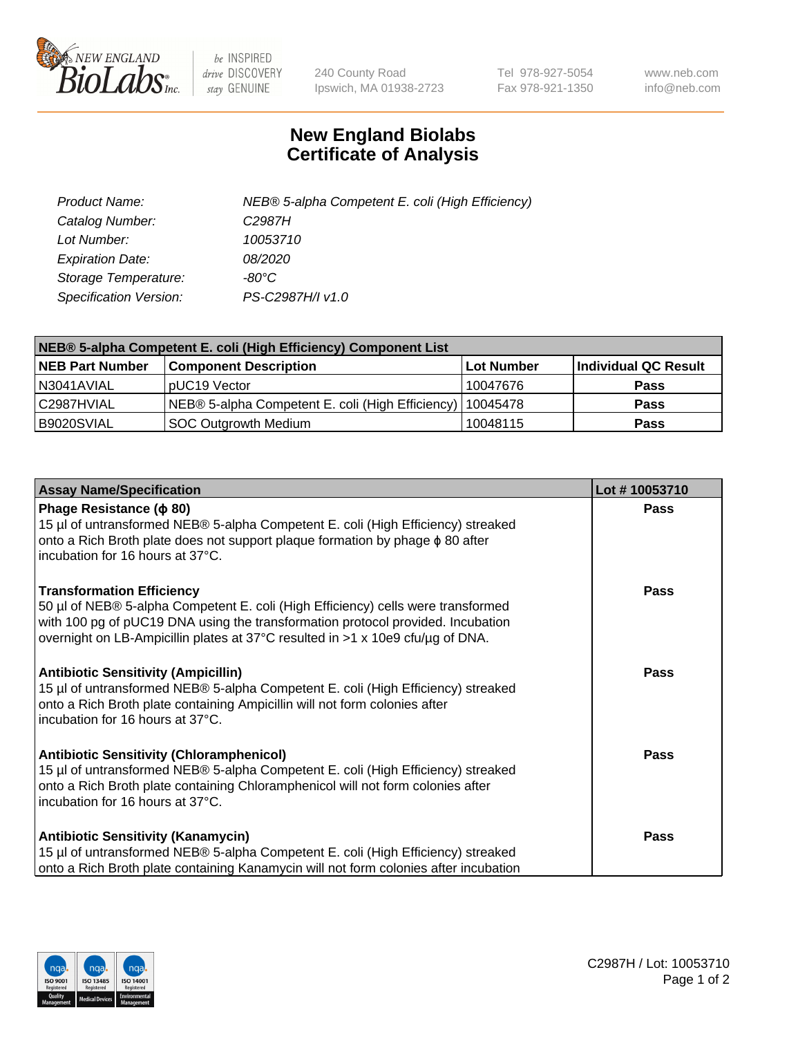NEW ENGLAND BioLabs Inc. — be INSPIRED drive DISCOVERY stay GENUINE

240 County Road
Ipswich, MA 01938-2723

Tel 978-927-5054
Fax 978-921-1350

www.neb.com
info@neb.com

# New England Biolabs
# Certificate of Analysis

| | |
|---|---|
| *Product Name:* | *NEB® 5-alpha Competent E. coli (High Efficiency)* |
| *Catalog Number:* | *C2987H* |
| *Lot Number:* | *10053710* |
| *Expiration Date:* | *08/2020* |
| *Storage Temperature:* | *-80°C* |
| *Specification Version:* | *PS-C2987H/I v1.0* |

| NEB® 5-alpha Competent E. coli (High Efficiency) Component List | | | |
|---|---|---|---|
| **NEB Part Number** | **Component Description** | **Lot Number** | **Individual QC Result** |
| N3041AVIAL | pUC19 Vector | 10047676 | **Pass** |
| C2987HVIAL | NEB® 5-alpha Competent E. coli (High Efficiency) | 10045478 | **Pass** |
| B9020SVIAL | SOC Outgrowth Medium | 10048115 | **Pass** |

| Assay Name/Specification | Lot # 10053710 |
|---|---|
| **Phage Resistance (ϕ 80)**<br>15 µl of untransformed NEB® 5-alpha Competent E. coli (High Efficiency) streaked onto a Rich Broth plate does not support plaque formation by phage ϕ 80 after incubation for 16 hours at 37°C. | **Pass** |
| **Transformation Efficiency**<br>50 µl of NEB® 5-alpha Competent E. coli (High Efficiency) cells were transformed with 100 pg of pUC19 DNA using the transformation protocol provided. Incubation overnight on LB-Ampicillin plates at 37°C resulted in >1 x 10e9 cfu/µg of DNA. | **Pass** |
| **Antibiotic Sensitivity (Ampicillin)**<br>15 µl of untransformed NEB® 5-alpha Competent E. coli (High Efficiency) streaked onto a Rich Broth plate containing Ampicillin will not form colonies after incubation for 16 hours at 37°C. | **Pass** |
| **Antibiotic Sensitivity (Chloramphenicol)**<br>15 µl of untransformed NEB® 5-alpha Competent E. coli (High Efficiency) streaked onto a Rich Broth plate containing Chloramphenicol will not form colonies after incubation for 16 hours at 37°C. | **Pass** |
| **Antibiotic Sensitivity (Kanamycin)**<br>15 µl of untransformed NEB® 5-alpha Competent E. coli (High Efficiency) streaked onto a Rich Broth plate containing Kanamycin will not form colonies after incubation | **Pass** |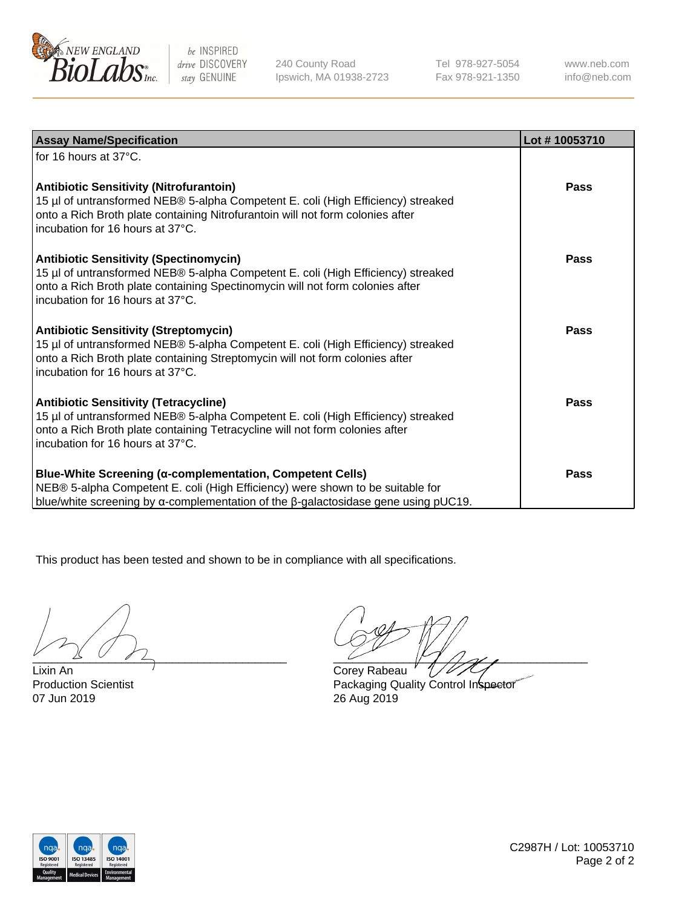| Assay Name/Specification | Lot # 10053710 |
|---|---|
| for 16 hours at 37°C. | |
| **Antibiotic Sensitivity (Nitrofurantoin)**<br>15 µl of untransformed NEB® 5-alpha Competent E. coli (High Efficiency) streaked onto a Rich Broth plate containing Nitrofurantoin will not form colonies after incubation for 16 hours at 37°C. | **Pass** |
| **Antibiotic Sensitivity (Spectinomycin)**<br>15 µl of untransformed NEB® 5-alpha Competent E. coli (High Efficiency) streaked onto a Rich Broth plate containing Spectinomycin will not form colonies after incubation for 16 hours at 37°C. | **Pass** |
| **Antibiotic Sensitivity (Streptomycin)**<br>15 µl of untransformed NEB® 5-alpha Competent E. coli (High Efficiency) streaked onto a Rich Broth plate containing Streptomycin will not form colonies after incubation for 16 hours at 37°C. | **Pass** |
| **Antibiotic Sensitivity (Tetracycline)**<br>15 µl of untransformed NEB® 5-alpha Competent E. coli (High Efficiency) streaked onto a Rich Broth plate containing Tetracycline will not form colonies after incubation for 16 hours at 37°C. | **Pass** |
| **Blue-White Screening (α-complementation, Competent Cells)**<br>NEB® 5-alpha Competent E. coli (High Efficiency) were shown to be suitable for blue/white screening by α-complementation of the β-galactosidase gene using pUC19. | **Pass** |

This product has been tested and shown to be in compliance with all specifications.

Lixin An
Production Scientist
07 Jun 2019

Corey Rabeau
Packaging Quality Control Inspector
26 Aug 2019

C2987H / Lot: 10053710